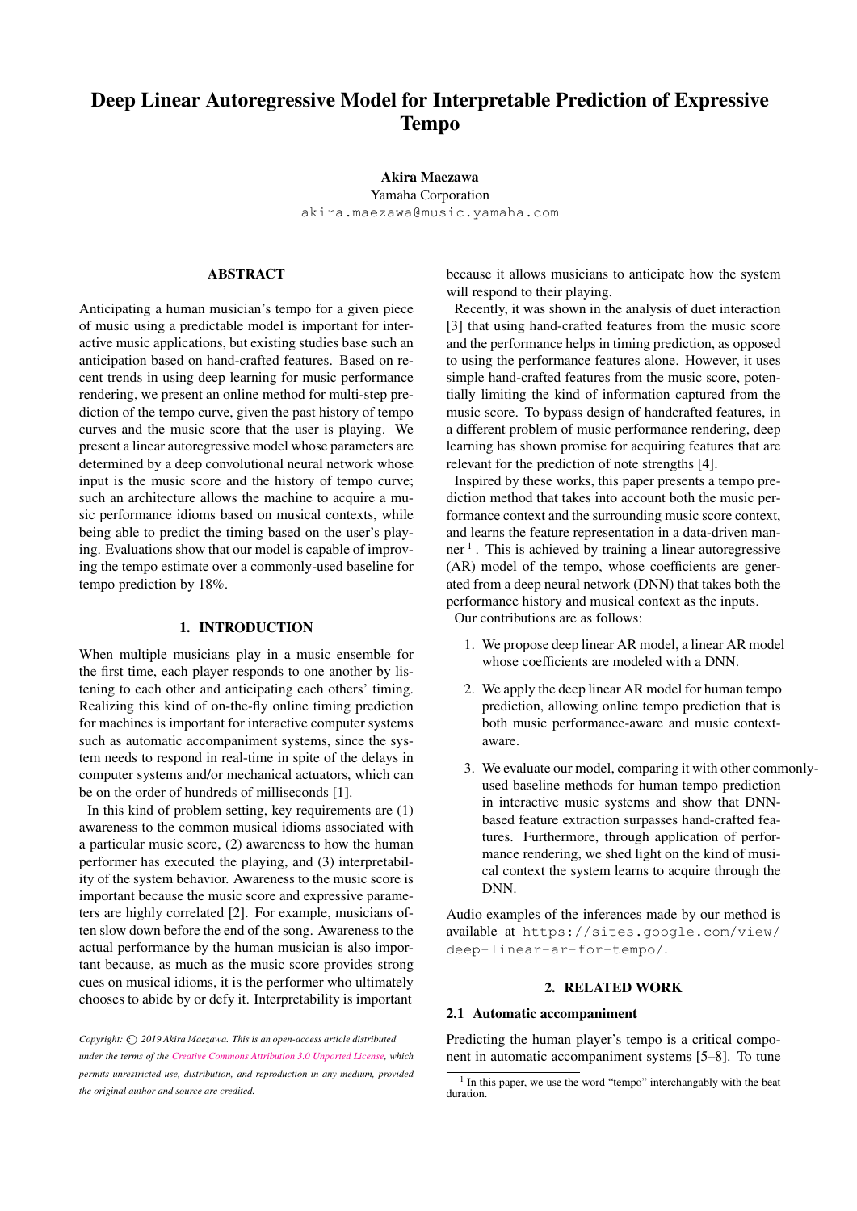# Deep Linear Autoregressive Model for Interpretable Prediction of Expressive Tempo

**Akira Maezawa**
Yamaha Corporation
akira.maezawa@music.yamaha.com

## ABSTRACT

Anticipating a human musician's tempo for a given piece of music using a predictable model is important for interactive music applications, but existing studies base such an anticipation based on hand-crafted features. Based on recent trends in using deep learning for music performance rendering, we present an online method for multi-step prediction of the tempo curve, given the past history of tempo curves and the music score that the user is playing. We present a linear autoregressive model whose parameters are determined by a deep convolutional neural network whose input is the music score and the history of tempo curve; such an architecture allows the machine to acquire a music performance idioms based on musical contexts, while being able to predict the timing based on the user's playing. Evaluations show that our model is capable of improving the tempo estimate over a commonly-used baseline for tempo prediction by 18%.

## 1. INTRODUCTION

When multiple musicians play in a music ensemble for the first time, each player responds to one another by listening to each other and anticipating each others' timing. Realizing this kind of on-the-fly online timing prediction for machines is important for interactive computer systems such as automatic accompaniment systems, since the system needs to respond in real-time in spite of the delays in computer systems and/or mechanical actuators, which can be on the order of hundreds of milliseconds [1].

In this kind of problem setting, key requirements are (1) awareness to the common musical idioms associated with a particular music score, (2) awareness to how the human performer has executed the playing, and (3) interpretability of the system behavior. Awareness to the music score is important because the music score and expressive parameters are highly correlated [2]. For example, musicians often slow down before the end of the song. Awareness to the actual performance by the human musician is also important because, as much as the music score provides strong cues on musical idioms, it is the performer who ultimately chooses to abide by or defy it. Interpretability is important because it allows musicians to anticipate how the system will respond to their playing.

Recently, it was shown in the analysis of duet interaction [3] that using hand-crafted features from the music score and the performance helps in timing prediction, as opposed to using the performance features alone. However, it uses simple hand-crafted features from the music score, potentially limiting the kind of information captured from the music score. To bypass design of handcrafted features, in a different problem of music performance rendering, deep learning has shown promise for acquiring features that are relevant for the prediction of note strengths [4].

Inspired by these works, this paper presents a tempo prediction method that takes into account both the music performance context and the surrounding music score context, and learns the feature representation in a data-driven manner [1]. This is achieved by training a linear autoregressive (AR) model of the tempo, whose coefficients are generated from a deep neural network (DNN) that takes both the performance history and musical context as the inputs.

Our contributions are as follows:

1. We propose deep linear AR model, a linear AR model whose coefficients are modeled with a DNN.
2. We apply the deep linear AR model for human tempo prediction, allowing online tempo prediction that is both music performance-aware and music context-aware.
3. We evaluate our model, comparing it with other commonly-used baseline methods for human tempo prediction in interactive music systems and show that DNN-based feature extraction surpasses hand-crafted features. Furthermore, through application of performance rendering, we shed light on the kind of musical context the system learns to acquire through the DNN.

Audio examples of the inferences made by our method is available at https://sites.google.com/view/deep-linear-ar-for-tempo/.

## 2. RELATED WORK

### 2.1 Automatic accompaniment

Predicting the human player's tempo is a critical component in automatic accompaniment systems [5–8]. To tune

[1] In this paper, we use the word "tempo" interchangably with the beat duration.

*Copyright: © 2019 Akira Maezawa. This is an open-access article distributed under the terms of the Creative Commons Attribution 3.0 Unported License, which permits unrestricted use, distribution, and reproduction in any medium, provided the original author and source are credited.*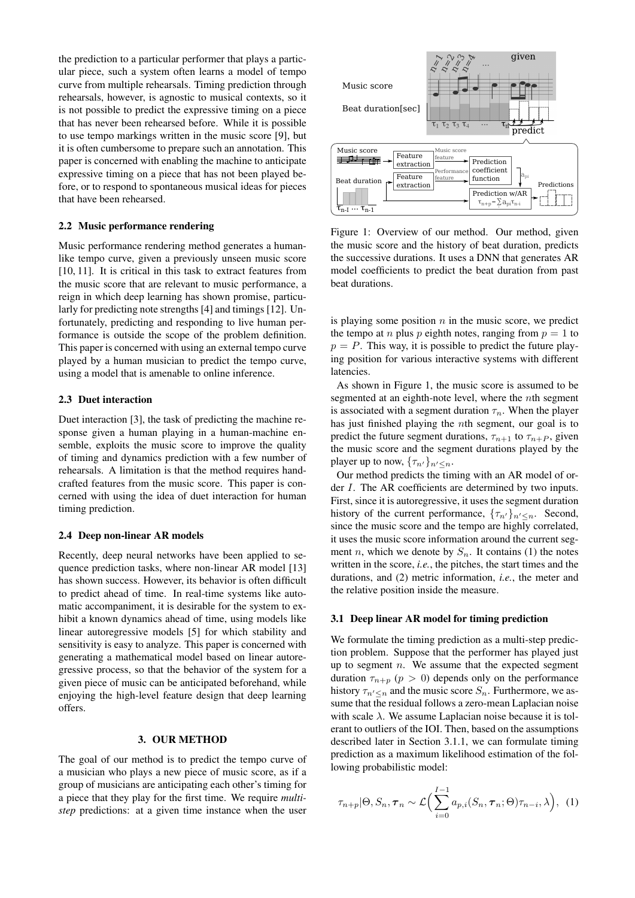the prediction to a particular performer that plays a particular piece, such a system often learns a model of tempo curve from multiple rehearsals. Timing prediction through rehearsals, however, is agnostic to musical contexts, so it is not possible to predict the expressive timing on a piece that has never been rehearsed before. While it is possible to use tempo markings written in the music score [9], but it is often cumbersome to prepare such an annotation. This paper is concerned with enabling the machine to anticipate expressive timing on a piece that has not been played before, or to respond to spontaneous musical ideas for pieces that have been rehearsed.

### 2.2 Music performance rendering

Music performance rendering method generates a human-like tempo curve, given a previously unseen music score [10, 11]. It is critical in this task to extract features from the music score that are relevant to music performance, a reign in which deep learning has shown promise, particularly for predicting note strengths [4] and timings [12]. Unfortunately, predicting and responding to live human performance is outside the scope of the problem definition. This paper is concerned with using an external tempo curve played by a human musician to predict the tempo curve, using a model that is amenable to online inference.

### 2.3 Duet interaction

Duet interaction [3], the task of predicting the machine response given a human playing in a human-machine ensemble, exploits the music score to improve the quality of timing and dynamics prediction with a few number of rehearsals. A limitation is that the method requires hand-crafted features from the music score. This paper is concerned with using the idea of duet interaction for human timing prediction.

### 2.4 Deep non-linear AR models

Recently, deep neural networks have been applied to sequence prediction tasks, where non-linear AR model [13] has shown success. However, its behavior is often difficult to predict ahead of time. In real-time systems like automatic accompaniment, it is desirable for the system to exhibit a known dynamics ahead of time, using models like linear autoregressive models [5] for which stability and sensitivity is easy to analyze. This paper is concerned with generating a mathematical model based on linear autoregressive process, so that the behavior of the system for a given piece of music can be anticipated beforehand, while enjoying the high-level feature design that deep learning offers.

## 3. OUR METHOD

The goal of our method is to predict the tempo curve of a musician who plays a new piece of music score, as if a group of musicians are anticipating each other's timing for a piece that they play for the first time. We require *multi-step* predictions: at a given time instance when the user is playing some position $n$ in the music score, we predict the tempo at $n$ plus $p$ eighth notes, ranging from $p = 1$ to $p = P$. This way, it is possible to predict the future playing position for various interactive systems with different latencies.

Figure 1: Overview of our method. Our method, given the music score and the history of beat duration, predicts the successive durations. It uses a DNN that generates AR model coefficients to predict the beat duration from past beat durations.

As shown in Figure 1, the music score is assumed to be segmented at an eighth-note level, where the $n$th segment is associated with a segment duration $\tau_n$. When the player has just finished playing the $n$th segment, our goal is to predict the future segment durations, $\tau_{n+1}$ to $\tau_{n+P}$, given the music score and the segment durations played by the player up to now, $\{\tau_{n'}\}_{n' \leq n}$.

Our method predicts the timing with an AR model of order $I$. The AR coefficients are determined by two inputs. First, since it is autoregressive, it uses the segment duration history of the current performance, $\{\tau_{n'}\}_{n' \leq n}$. Second, since the music score and the tempo are highly correlated, it uses the music score information around the current segment $n$, which we denote by $S_n$. It contains (1) the notes written in the score, *i.e.*, the pitches, the start times and the durations, and (2) metric information, *i.e.*, the meter and the relative position inside the measure.

### 3.1 Deep linear AR model for timing prediction

We formulate the timing prediction as a multi-step prediction problem. Suppose that the performer has played just up to segment $n$. We assume that the expected segment duration $\tau_{n+p}$ ($p > 0$) depends only on the performance history $\tau_{n' \leq n}$ and the music score $S_n$. Furthermore, we assume that the residual follows a zero-mean Laplacian noise with scale $\lambda$. We assume Laplacian noise because it is tolerant to outliers of the IOI. Then, based on the assumptions described later in Section 3.1.1, we can formulate timing prediction as a maximum likelihood estimation of the following probabilistic model:

$$\tau_{n+p}|\Theta, S_n, \boldsymbol{\tau}_n \sim \mathcal{L}\Big(\sum_{i=0}^{I-1} a_{p,i}(S_n, \boldsymbol{\tau}_n; \Theta)\tau_{n-i}, \lambda\Big), \quad (1)$$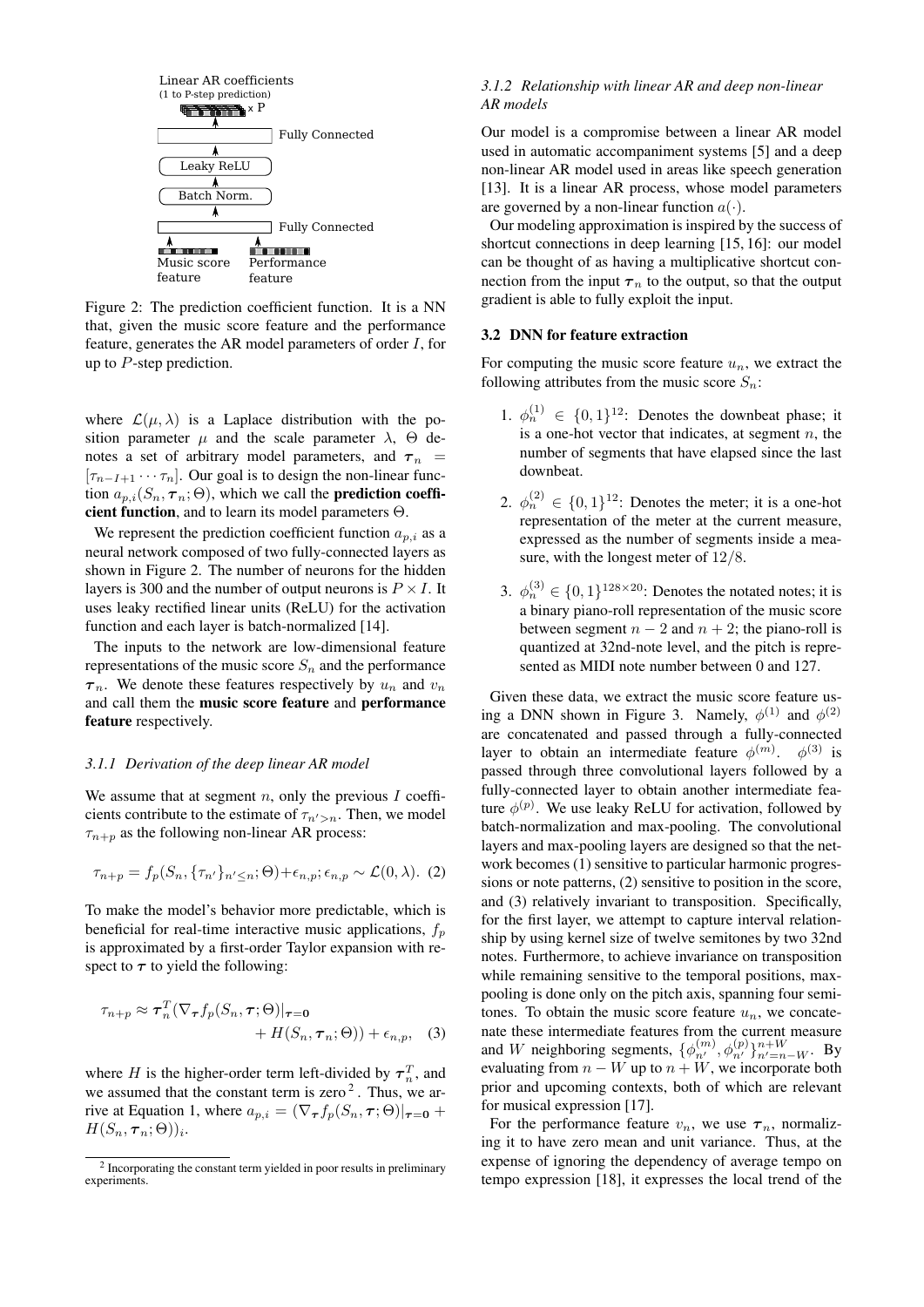Linear AR coefficients
(1 to P-step prediction)

x P

Fully Connected

Leaky ReLU

Batch Norm.

Fully Connected

Music score feature

Performance feature

Figure 2: The prediction coefficient function. It is a NN that, given the music score feature and the performance feature, generates the AR model parameters of order $I$, for up to $P$-step prediction.

where $\mathcal{L}(\mu, \lambda)$ is a Laplace distribution with the position parameter $\mu$ and the scale parameter $\lambda$, $\Theta$ denotes a set of arbitrary model parameters, and $\boldsymbol{\tau}_n = [\tau_{n-I+1} \cdots \tau_n]$. Our goal is to design the non-linear function $a_{p,i}(S_n, \boldsymbol{\tau}_n; \Theta)$, which we call the **prediction coefficient function**, and to learn its model parameters $\Theta$.

We represent the prediction coefficient function $a_{p,i}$ as a neural network composed of two fully-connected layers as shown in Figure 2. The number of neurons for the hidden layers is 300 and the number of output neurons is $P \times I$. It uses leaky rectified linear units (ReLU) for the activation function and each layer is batch-normalized [14].

The inputs to the network are low-dimensional feature representations of the music score $S_n$ and the performance $\boldsymbol{\tau}_n$. We denote these features respectively by $u_n$ and $v_n$ and call them the **music score feature** and **performance feature** respectively.

#### *3.1.1 Derivation of the deep linear AR model*

We assume that at segment $n$, only the previous $I$ coefficients contribute to the estimate of $\tau_{n'>n}$. Then, we model $\tau_{n+p}$ as the following non-linear AR process:

$$\tau_{n+p} = f_p(S_n, \{\tau_{n'}\}_{n' \leq n}; \Theta) + \epsilon_{n,p}; \epsilon_{n,p} \sim \mathcal{L}(0, \lambda). \quad (2)$$

To make the model's behavior more predictable, which is beneficial for real-time interactive music applications, $f_p$ is approximated by a first-order Taylor expansion with respect to $\boldsymbol{\tau}$ to yield the following:

$$\tau_{n+p} \approx \boldsymbol{\tau}_n^T (\nabla_{\boldsymbol{\tau}} f_p(S_n, \boldsymbol{\tau}; \Theta)|_{\boldsymbol{\tau}=\mathbf{0}} + H(S_n, \boldsymbol{\tau}_n; \Theta)) + \epsilon_{n,p}, \quad (3)$$

where $H$ is the higher-order term left-divided by $\boldsymbol{\tau}_n^T$, and we assumed that the constant term is zero [2]. Thus, we arrive at Equation 1, where $a_{p,i} = (\nabla_{\boldsymbol{\tau}} f_p(S_n, \boldsymbol{\tau}; \Theta)|_{\boldsymbol{\tau}=\mathbf{0}} + H(S_n, \boldsymbol{\tau}_n; \Theta))_i$.

[2] Incorporating the constant term yielded in poor results in preliminary experiments.

#### *3.1.2 Relationship with linear AR and deep non-linear AR models*

Our model is a compromise between a linear AR model used in automatic accompaniment systems [5] and a deep non-linear AR model used in areas like speech generation [13]. It is a linear AR process, whose model parameters are governed by a non-linear function $a(\cdot)$.

Our modeling approximation is inspired by the success of shortcut connections in deep learning [15, 16]: our model can be thought of as having a multiplicative shortcut connection from the input $\boldsymbol{\tau}_n$ to the output, so that the output gradient is able to fully exploit the input.

### 3.2 DNN for feature extraction

For computing the music score feature $u_n$, we extract the following attributes from the music score $S_n$:

1. $\phi_n^{(1)} \in \{0, 1\}^{12}$: Denotes the downbeat phase; it is a one-hot vector that indicates, at segment $n$, the number of segments that have elapsed since the last downbeat.
2. $\phi_n^{(2)} \in \{0, 1\}^{12}$: Denotes the meter; it is a one-hot representation of the meter at the current measure, expressed as the number of segments inside a measure, with the longest meter of $12/8$.
3. $\phi_n^{(3)} \in \{0, 1\}^{128 \times 20}$: Denotes the notated notes; it is a binary piano-roll representation of the music score between segment $n-2$ and $n+2$; the piano-roll is quantized at 32nd-note level, and the pitch is represented as MIDI note number between 0 and 127.

Given these data, we extract the music score feature using a DNN shown in Figure 3. Namely, $\phi^{(1)}$ and $\phi^{(2)}$ are concatenated and passed through a fully-connected layer to obtain an intermediate feature $\phi^{(m)}$. $\phi^{(3)}$ is passed through three convolutional layers followed by a fully-connected layer to obtain another intermediate feature $\phi^{(p)}$. We use leaky ReLU for activation, followed by batch-normalization and max-pooling. The convolutional layers and max-pooling layers are designed so that the network becomes (1) sensitive to particular harmonic progressions or note patterns, (2) sensitive to position in the score, and (3) relatively invariant to transposition. Specifically, for the first layer, we attempt to capture interval relationship by using kernel size of twelve semitones by two 32nd notes. Furthermore, to achieve invariance on transposition while remaining sensitive to the temporal positions, max-pooling is done only on the pitch axis, spanning four semitones. To obtain the music score feature $u_n$, we concatenate these intermediate features from the current measure and $W$ neighboring segments, $\{\phi_{n'}^{(m)}, \phi_{n'}^{(p)}\}_{n'=n-W}^{n+W}$. By evaluating from $n-W$ up to $n+W$, we incorporate both prior and upcoming contexts, both of which are relevant for musical expression [17].

For the performance feature $v_n$, we use $\boldsymbol{\tau}_n$, normalizing it to have zero mean and unit variance. Thus, at the expense of ignoring the dependency of average tempo on tempo expression [18], it expresses the local trend of the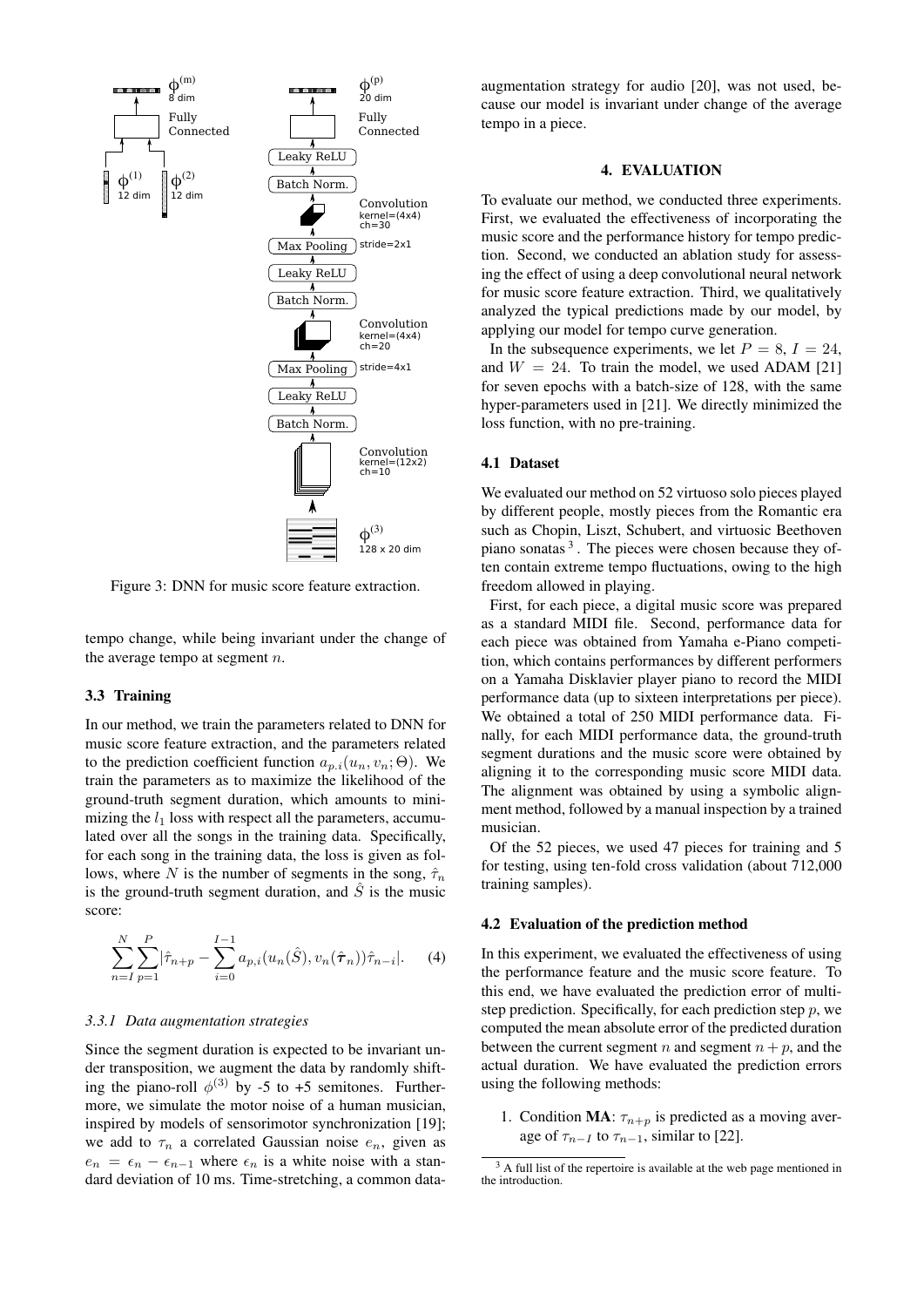Figure 3: DNN for music score feature extraction.

tempo change, while being invariant under the change of the average tempo at segment $n$.

### 3.3 Training

In our method, we train the parameters related to DNN for music score feature extraction, and the parameters related to the prediction coefficient function $a_{p,i}(u_n, v_n; \Theta)$. We train the parameters as to maximize the likelihood of the ground-truth segment duration, which amounts to minimizing the $l_1$ loss with respect all the parameters, accumulated over all the songs in the training data. Specifically, for each song in the training data, the loss is given as follows, where $N$ is the number of segments in the song, $\hat{\tau}_n$ is the ground-truth segment duration, and $\hat{S}$ is the music score:

$$\sum_{n=I}^{N} \sum_{p=1}^{P} |\hat{\tau}_{n+p} - \sum_{i=0}^{I-1} a_{p,i}(u_n(\hat{S}), v_n(\hat{\boldsymbol{\tau}}_n))\hat{\tau}_{n-i}|. \quad (4)$$

#### 3.3.1 Data augmentation strategies

Since the segment duration is expected to be invariant under transposition, we augment the data by randomly shifting the piano-roll $\phi^{(3)}$ by -5 to +5 semitones. Furthermore, we simulate the motor noise of a human musician, inspired by models of sensorimotor synchronization [19]; we add to $\tau_n$ a correlated Gaussian noise $e_n$, given as $e_n = \epsilon_n - \epsilon_{n-1}$ where $\epsilon_n$ is a white noise with a standard deviation of 10 ms. Time-stretching, a common data-augmentation strategy for audio [20], was not used, because our model is invariant under change of the average tempo in a piece.

## 4. EVALUATION

To evaluate our method, we conducted three experiments. First, we evaluated the effectiveness of incorporating the music score and the performance history for tempo prediction. Second, we conducted an ablation study for assessing the effect of using a deep convolutional neural network for music score feature extraction. Third, we qualitatively analyzed the typical predictions made by our model, by applying our model for tempo curve generation.

In the subsequence experiments, we let $P = 8$, $I = 24$, and $W = 24$. To train the model, we used ADAM [21] for seven epochs with a batch-size of 128, with the same hyper-parameters used in [21]. We directly minimized the loss function, with no pre-training.

### 4.1 Dataset

We evaluated our method on 52 virtuoso solo pieces played by different people, mostly pieces from the Romantic era such as Chopin, Liszt, Schubert, and virtuosic Beethoven piano sonatas [3]. The pieces were chosen because they often contain extreme tempo fluctuations, owing to the high freedom allowed in playing.

First, for each piece, a digital music score was prepared as a standard MIDI file. Second, performance data for each piece was obtained from Yamaha e-Piano competition, which contains performances by different performers on a Yamaha Disklavier player piano to record the MIDI performance data (up to sixteen interpretations per piece). We obtained a total of 250 MIDI performance data. Finally, for each MIDI performance data, the ground-truth segment durations and the music score were obtained by aligning it to the corresponding music score MIDI data. The alignment was obtained by using a symbolic alignment method, followed by a manual inspection by a trained musician.

Of the 52 pieces, we used 47 pieces for training and 5 for testing, using ten-fold cross validation (about 712,000 training samples).

### 4.2 Evaluation of the prediction method

In this experiment, we evaluated the effectiveness of using the performance feature and the music score feature. To this end, we have evaluated the prediction error of multi-step prediction. Specifically, for each prediction step $p$, we computed the mean absolute error of the predicted duration between the current segment $n$ and segment $n + p$, and the actual duration. We have evaluated the prediction errors using the following methods:

1. Condition **MA**: $\tau_{n+p}$ is predicted as a moving average of $\tau_{n-I}$ to $\tau_{n-1}$, similar to [22].

[3] A full list of the repertoire is available at the web page mentioned in the introduction.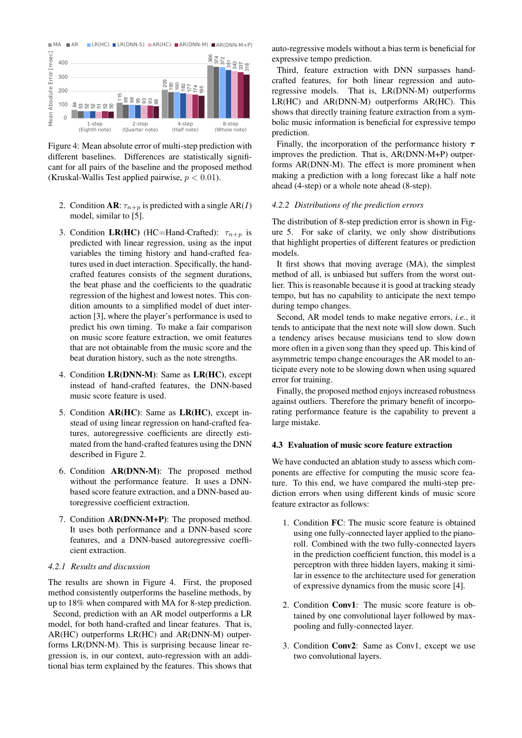Figure 4: Mean absolute error of multi-step prediction with different baselines. Differences are statistically significant for all pairs of the baseline and the proposed method (Kruskal-Wallis Test applied pairwise, $p < 0.01$).

2. Condition **AR**: $\tau_{n+p}$ is predicted with a single AR($I$) model, similar to [5].

3. Condition **LR(HC)** (HC=Hand-Crafted): $\tau_{n+p}$ is predicted with linear regression, using as the input variables the timing history and hand-crafted features used in duet interaction. Specifically, the hand-crafted features consists of the segment durations, the beat phase and the coefficients to the quadratic regression of the highest and lowest notes. This condition amounts to a simplified model of duet interaction [3], where the player's performance is used to predict his own timing. To make a fair comparison on music score feature extraction, we omit features that are not obtainable from the music score and the beat duration history, such as the note strengths.

4. Condition **LR(DNN-M)**: Same as **LR(HC)**, except instead of hand-crafted features, the DNN-based music score feature is used.

5. Condition **AR(HC)**: Same as **LR(HC)**, except instead of using linear regression on hand-crafted features, autoregressive coefficients are directly estimated from the hand-crafted features using the DNN described in Figure 2.

6. Condition **AR(DNN-M)**: The proposed method without the performance feature. It uses a DNN-based score feature extraction, and a DNN-based autoregressive coefficient extraction.

7. Condition **AR(DNN-M+P)**: The proposed method. It uses both performance and a DNN-based score features, and a DNN-based autoregressive coefficient extraction.

#### 4.2.1 Results and discussion

The results are shown in Figure 4. First, the proposed method consistently outperforms the baseline methods, by up to 18% when compared with MA for 8-step prediction.

Second, prediction with an AR model outperforms a LR model, for both hand-crafted and linear features. That is, AR(HC) outperforms LR(HC) and AR(DNN-M) outperforms LR(DNN-M). This is surprising because linear regression is, in our context, auto-regression with an additional bias term explained by the features. This shows that auto-regressive models without a bias term is beneficial for expressive tempo prediction.

Third, feature extraction with DNN surpasses hand-crafted features, for both linear regression and auto-regressive models. That is, LR(DNN-M) outperforms LR(HC) and AR(DNN-M) outperforms AR(HC). This shows that directly training feature extraction from a symbolic music information is beneficial for expressive tempo prediction.

Finally, the incorporation of the performance history $\boldsymbol{\tau}$ improves the prediction. That is, AR(DNN-M+P) outperforms AR(DNN-M). The effect is more prominent when making a prediction with a long forecast like a half note ahead (4-step) or a whole note ahead (8-step).

#### 4.2.2 Distributions of the prediction errors

The distribution of 8-step prediction error is shown in Figure 5. For sake of clarity, we only show distributions that highlight properties of different features or prediction models.

It first shows that moving average (MA), the simplest method of all, is unbiased but suffers from the worst outlier. This is reasonable because it is good at tracking steady tempo, but has no capability to anticipate the next tempo during tempo changes.

Second, AR model tends to make negative errors, *i.e.*, it tends to anticipate that the next note will slow down. Such a tendency arises because musicians tend to slow down more often in a given song than they speed up. This kind of asymmetric tempo change encourages the AR model to anticipate every note to be slowing down when using squared error for training.

Finally, the proposed method enjoys increased robustness against outliers. Therefore the primary benefit of incorporating performance feature is the capability to prevent a large mistake.

### 4.3 Evaluation of music score feature extraction

We have conducted an ablation study to assess which components are effective for computing the music score feature. To this end, we have compared the multi-step prediction errors when using different kinds of music score feature extractor as follows:

1. Condition **FC**: The music score feature is obtained using one fully-connected layer applied to the piano-roll. Combined with the two fully-connected layers in the prediction coefficient function, this model is a perceptron with three hidden layers, making it similar in essence to the architecture used for generation of expressive dynamics from the music score [4].

2. Condition **Conv1**: The music score feature is obtained by one convolutional layer followed by max-pooling and fully-connected layer.

3. Condition **Conv2**: Same as Conv1, except we use two convolutional layers.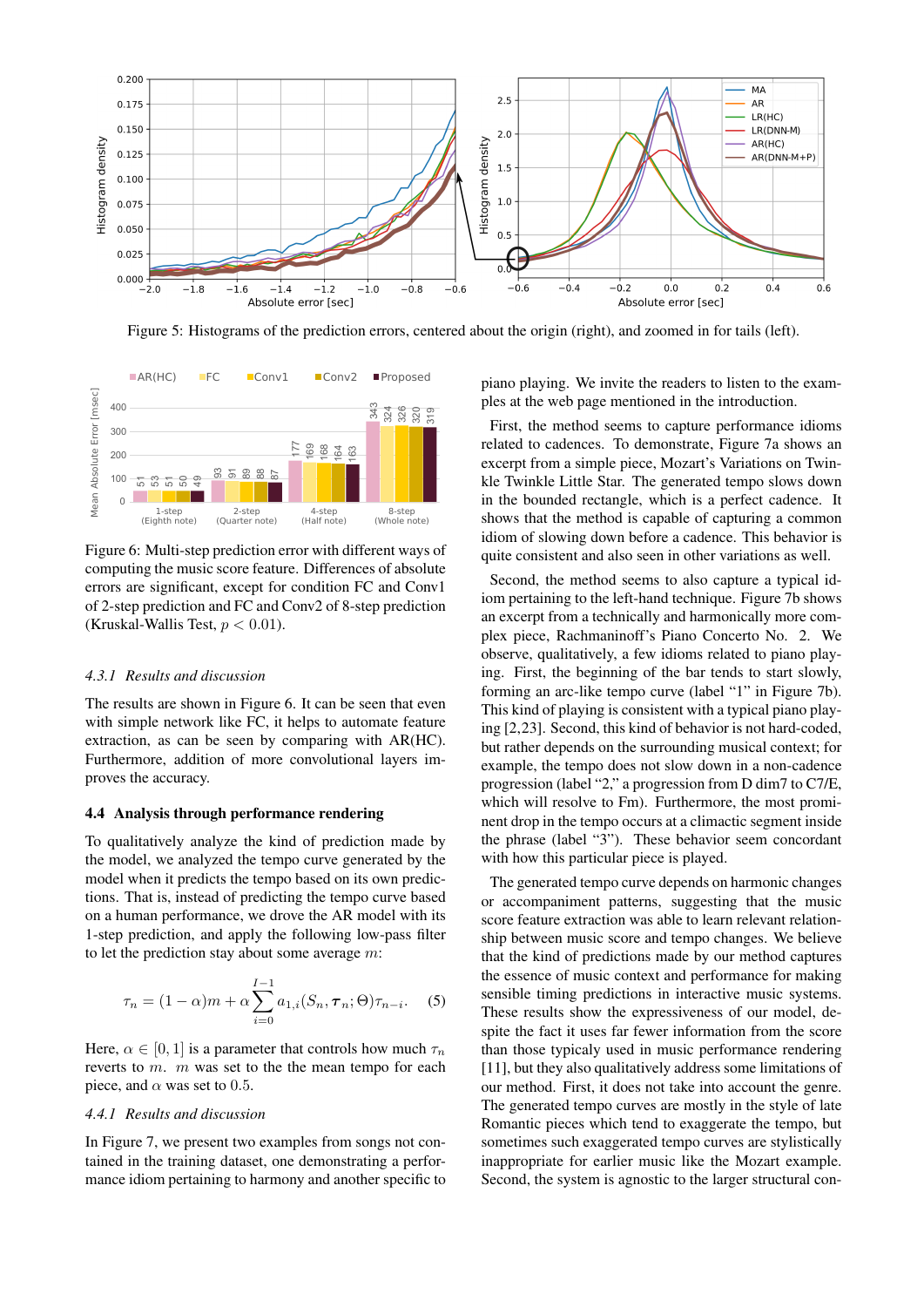Figure 5: Histograms of the prediction errors, centered about the origin (right), and zoomed in for tails (left).

Figure 6: Multi-step prediction error with different ways of computing the music score feature. Differences of absolute errors are significant, except for condition FC and Conv1 of 2-step prediction and FC and Conv2 of 8-step prediction (Kruskal-Wallis Test, $p < 0.01$).

#### 4.3.1 Results and discussion

The results are shown in Figure 6. It can be seen that even with simple network like FC, it helps to automate feature extraction, as can be seen by comparing with AR(HC). Furthermore, addition of more convolutional layers improves the accuracy.

### 4.4 Analysis through performance rendering

To qualitatively analyze the kind of prediction made by the model, we analyzed the tempo curve generated by the model when it predicts the tempo based on its own predictions. That is, instead of predicting the tempo curve based on a human performance, we drove the AR model with its 1-step prediction, and apply the following low-pass filter to let the prediction stay about some average $m$:

$$\tau_n = (1 - \alpha)m + \alpha \sum_{i=0}^{I-1} a_{1,i}(S_n, \boldsymbol{\tau}_n; \Theta)\tau_{n-i}. \quad (5)$$

Here, $\alpha \in [0, 1]$ is a parameter that controls how much $\tau_n$ reverts to $m$. $m$ was set to the the mean tempo for each piece, and $\alpha$ was set to $0.5$.

#### 4.4.1 Results and discussion

In Figure 7, we present two examples from songs not contained in the training dataset, one demonstrating a performance idiom pertaining to harmony and another specific to piano playing. We invite the readers to listen to the examples at the web page mentioned in the introduction.

First, the method seems to capture performance idioms related to cadences. To demonstrate, Figure 7a shows an excerpt from a simple piece, Mozart's Variations on Twinkle Twinkle Little Star. The generated tempo slows down in the bounded rectangle, which is a perfect cadence. It shows that the method is capable of capturing a common idiom of slowing down before a cadence. This behavior is quite consistent and also seen in other variations as well.

Second, the method seems to also capture a typical idiom pertaining to the left-hand technique. Figure 7b shows an excerpt from a technically and harmonically more complex piece, Rachmaninoff's Piano Concerto No. 2. We observe, qualitatively, a few idioms related to piano playing. First, the beginning of the bar tends to start slowly, forming an arc-like tempo curve (label "1" in Figure 7b). This kind of playing is consistent with a typical piano playing [2,23]. Second, this kind of behavior is not hard-coded, but rather depends on the surrounding musical context; for example, the tempo does not slow down in a non-cadence progression (label "2," a progression from D dim7 to C7/E, which will resolve to Fm). Furthermore, the most prominent drop in the tempo occurs at a climactic segment inside the phrase (label "3"). These behavior seem concordant with how this particular piece is played.

The generated tempo curve depends on harmonic changes or accompaniment patterns, suggesting that the music score feature extraction was able to learn relevant relationship between music score and tempo changes. We believe that the kind of predictions made by our method captures the essence of music context and performance for making sensible timing predictions in interactive music systems. These results show the expressiveness of our model, despite the fact it uses far fewer information from the score than those typicaly used in music performance rendering [11], but they also qualitatively address some limitations of our method. First, it does not take into account the genre. The generated tempo curves are mostly in the style of late Romantic pieces which tend to exaggerate the tempo, but sometimes such exaggerated tempo curves are stylistically inappropriate for earlier music like the Mozart example. Second, the system is agnostic to the larger structural con-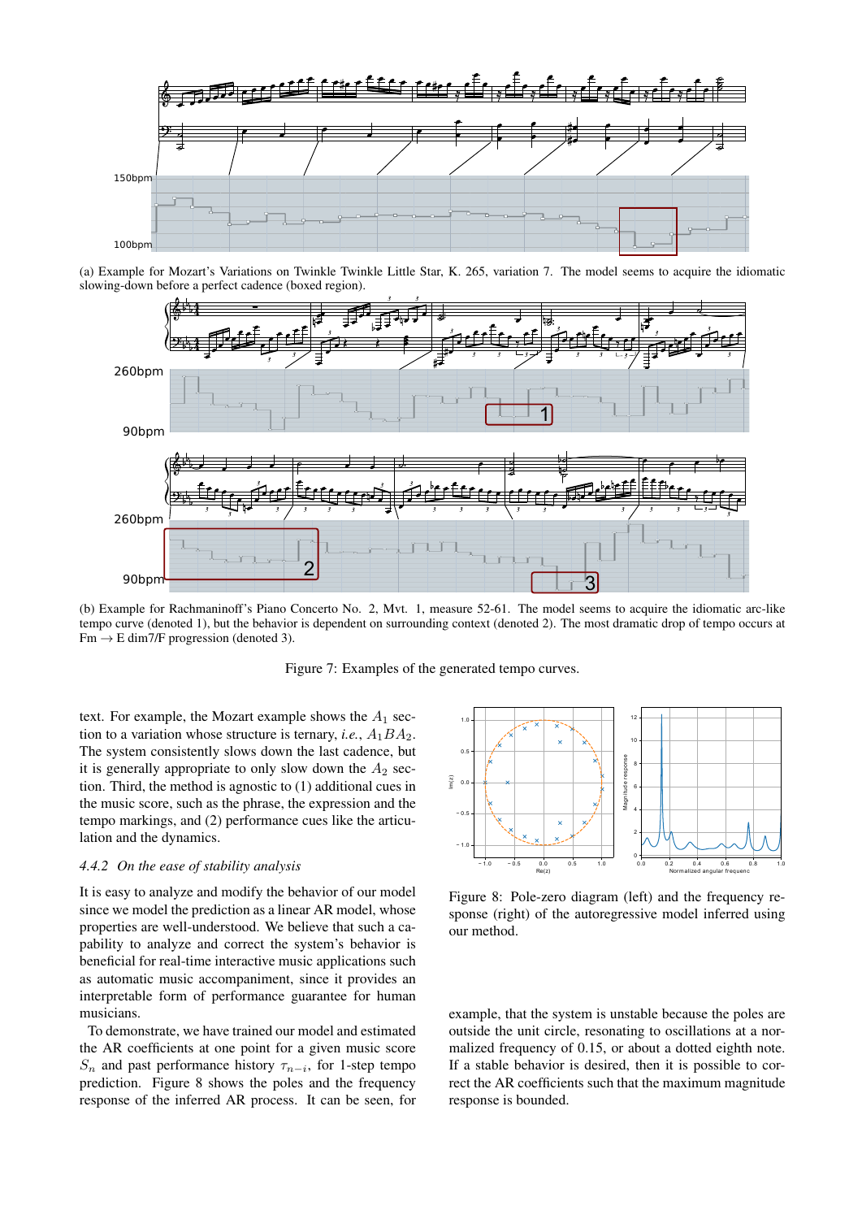(a) Example for Mozart's Variations on Twinkle Twinkle Little Star, K. 265, variation 7. The model seems to acquire the idiomatic slowing-down before a perfect cadence (boxed region).

(b) Example for Rachmaninoff's Piano Concerto No. 2, Mvt. 1, measure 52-61. The model seems to acquire the idiomatic arc-like tempo curve (denoted 1), but the behavior is dependent on surrounding context (denoted 2). The most dramatic drop of tempo occurs at Fm → E dim7/F progression (denoted 3).

Figure 7: Examples of the generated tempo curves.

text. For example, the Mozart example shows the $A_1$ section to a variation whose structure is ternary, *i.e.*, $A_1BA_2$. The system consistently slows down the last cadence, but it is generally appropriate to only slow down the $A_2$ section. Third, the method is agnostic to (1) additional cues in the music score, such as the phrase, the expression and the tempo markings, and (2) performance cues like the articulation and the dynamics.

### 4.4.2 On the ease of stability analysis

It is easy to analyze and modify the behavior of our model since we model the prediction as a linear AR model, whose properties are well-understood. We believe that such a capability to analyze and correct the system's behavior is beneficial for real-time interactive music applications such as automatic music accompaniment, since it provides an interpretable form of performance guarantee for human musicians.

To demonstrate, we have trained our model and estimated the AR coefficients at one point for a given music score $S_n$ and past performance history $\tau_{n-i}$, for 1-step tempo prediction. Figure 8 shows the poles and the frequency response of the inferred AR process. It can be seen, for example, that the system is unstable because the poles are outside the unit circle, resonating to oscillations at a normalized frequency of 0.15, or about a dotted eighth note. If a stable behavior is desired, then it is possible to correct the AR coefficients such that the maximum magnitude response is bounded.

Figure 8: Pole-zero diagram (left) and the frequency response (right) of the autoregressive model inferred using our method.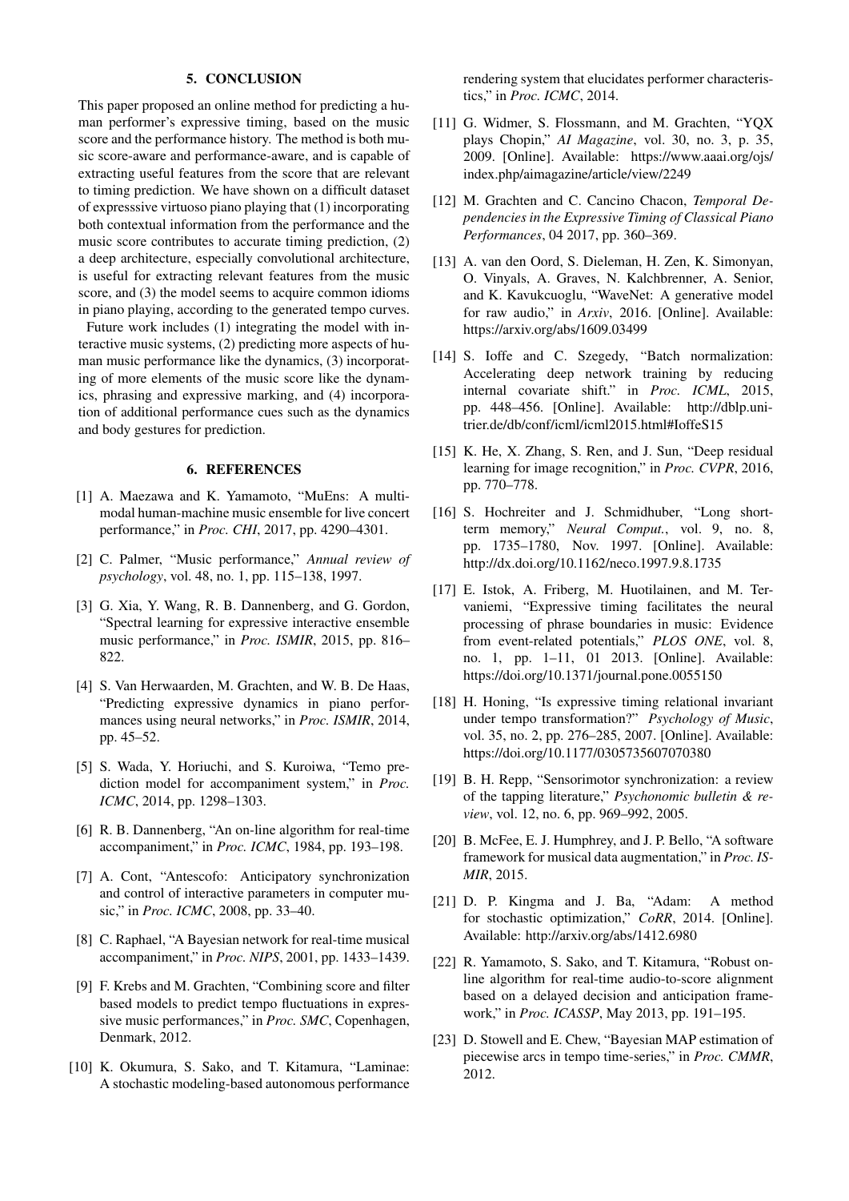## 5. CONCLUSION

This paper proposed an online method for predicting a human performer's expressive timing, based on the music score and the performance history. The method is both music score-aware and performance-aware, and is capable of extracting useful features from the score that are relevant to timing prediction. We have shown on a difficult dataset of expresssive virtuoso piano playing that (1) incorporating both contextual information from the performance and the music score contributes to accurate timing prediction, (2) a deep architecture, especially convolutional architecture, is useful for extracting relevant features from the music score, and (3) the model seems to acquire common idioms in piano playing, according to the generated tempo curves.

Future work includes (1) integrating the model with interactive music systems, (2) predicting more aspects of human music performance like the dynamics, (3) incorporating of more elements of the music score like the dynamics, phrasing and expressive marking, and (4) incorporation of additional performance cues such as the dynamics and body gestures for prediction.

## 6. REFERENCES

[1] A. Maezawa and K. Yamamoto, "MuEns: A multimodal human-machine music ensemble for live concert performance," in *Proc. CHI*, 2017, pp. 4290–4301.

[2] C. Palmer, "Music performance," *Annual review of psychology*, vol. 48, no. 1, pp. 115–138, 1997.

[3] G. Xia, Y. Wang, R. B. Dannenberg, and G. Gordon, "Spectral learning for expressive interactive ensemble music performance," in *Proc. ISMIR*, 2015, pp. 816–822.

[4] S. Van Herwaarden, M. Grachten, and W. B. De Haas, "Predicting expressive dynamics in piano performances using neural networks," in *Proc. ISMIR*, 2014, pp. 45–52.

[5] S. Wada, Y. Horiuchi, and S. Kuroiwa, "Temo prediction model for accompaniment system," in *Proc. ICMC*, 2014, pp. 1298–1303.

[6] R. B. Dannenberg, "An on-line algorithm for real-time accompaniment," in *Proc. ICMC*, 1984, pp. 193–198.

[7] A. Cont, "Antescofo: Anticipatory synchronization and control of interactive parameters in computer music," in *Proc. ICMC*, 2008, pp. 33–40.

[8] C. Raphael, "A Bayesian network for real-time musical accompaniment," in *Proc. NIPS*, 2001, pp. 1433–1439.

[9] F. Krebs and M. Grachten, "Combining score and filter based models to predict tempo fluctuations in expressive music performances," in *Proc. SMC*, Copenhagen, Denmark, 2012.

[10] K. Okumura, S. Sako, and T. Kitamura, "Laminae: A stochastic modeling-based autonomous performance rendering system that elucidates performer characteristics," in *Proc. ICMC*, 2014.

[11] G. Widmer, S. Flossmann, and M. Grachten, "YQX plays Chopin," *AI Magazine*, vol. 30, no. 3, p. 35, 2009. [Online]. Available: https://www.aaai.org/ojs/index.php/aimagazine/article/view/2249

[12] M. Grachten and C. Cancino Chacon, *Temporal Dependencies in the Expressive Timing of Classical Piano Performances*, 04 2017, pp. 360–369.

[13] A. van den Oord, S. Dieleman, H. Zen, K. Simonyan, O. Vinyals, A. Graves, N. Kalchbrenner, A. Senior, and K. Kavukcuoglu, "WaveNet: A generative model for raw audio," in *Arxiv*, 2016. [Online]. Available: https://arxiv.org/abs/1609.03499

[14] S. Ioffe and C. Szegedy, "Batch normalization: Accelerating deep network training by reducing internal covariate shift." in *Proc. ICML*, 2015, pp. 448–456. [Online]. Available: http://dblp.uni-trier.de/db/conf/icml/icml2015.html#IoffeS15

[15] K. He, X. Zhang, S. Ren, and J. Sun, "Deep residual learning for image recognition," in *Proc. CVPR*, 2016, pp. 770–778.

[16] S. Hochreiter and J. Schmidhuber, "Long short-term memory," *Neural Comput.*, vol. 9, no. 8, pp. 1735–1780, Nov. 1997. [Online]. Available: http://dx.doi.org/10.1162/neco.1997.9.8.1735

[17] E. Istok, A. Friberg, M. Huotilainen, and M. Tervaniemi, "Expressive timing facilitates the neural processing of phrase boundaries in music: Evidence from event-related potentials," *PLOS ONE*, vol. 8, no. 1, pp. 1–11, 01 2013. [Online]. Available: https://doi.org/10.1371/journal.pone.0055150

[18] H. Honing, "Is expressive timing relational invariant under tempo transformation?" *Psychology of Music*, vol. 35, no. 2, pp. 276–285, 2007. [Online]. Available: https://doi.org/10.1177/0305735607070380

[19] B. H. Repp, "Sensorimotor synchronization: a review of the tapping literature," *Psychonomic bulletin & review*, vol. 12, no. 6, pp. 969–992, 2005.

[20] B. McFee, E. J. Humphrey, and J. P. Bello, "A software framework for musical data augmentation," in *Proc. ISMIR*, 2015.

[21] D. P. Kingma and J. Ba, "Adam: A method for stochastic optimization," *CoRR*, 2014. [Online]. Available: http://arxiv.org/abs/1412.6980

[22] R. Yamamoto, S. Sako, and T. Kitamura, "Robust online algorithm for real-time audio-to-score alignment based on a delayed decision and anticipation framework," in *Proc. ICASSP*, May 2013, pp. 191–195.

[23] D. Stowell and E. Chew, "Bayesian MAP estimation of piecewise arcs in tempo time-series," in *Proc. CMMR*, 2012.